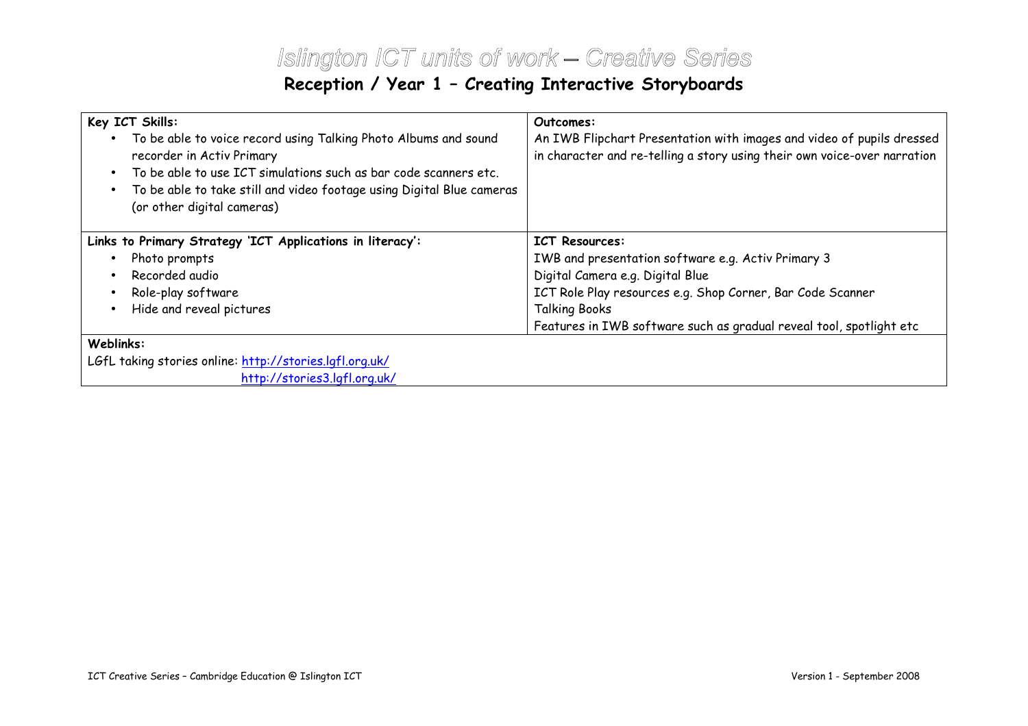# Islington ICT units of work – Creative Series

## Reception / Year 1 – Creating Interactive Storyboards

| **Key ICT Skills:** | **Outcomes:** |
|---|---|
| • To be able to voice record using Talking Photo Albums and sound recorder in Activ Primary<br>• To be able to use ICT simulations such as bar code scanners etc.<br>• To be able to take still and video footage using Digital Blue cameras (or other digital cameras) | An IWB Flipchart Presentation with images and video of pupils dressed in character and re-telling a story using their own voice-over narration |
| **Links to Primary Strategy 'ICT Applications in literacy':**<br>• Photo prompts<br>• Recorded audio<br>• Role-play software<br>• Hide and reveal pictures | **ICT Resources:**<br>IWB and presentation software e.g. Activ Primary 3<br>Digital Camera e.g. Digital Blue<br>ICT Role Play resources e.g. Shop Corner, Bar Code Scanner<br>Talking Books<br>Features in IWB software such as gradual reveal tool, spotlight etc |
| **Weblinks:**<br>LGfL taking stories online: http://stories.lgfl.org.uk/<br>http://stories3.lgfl.org.uk/ | |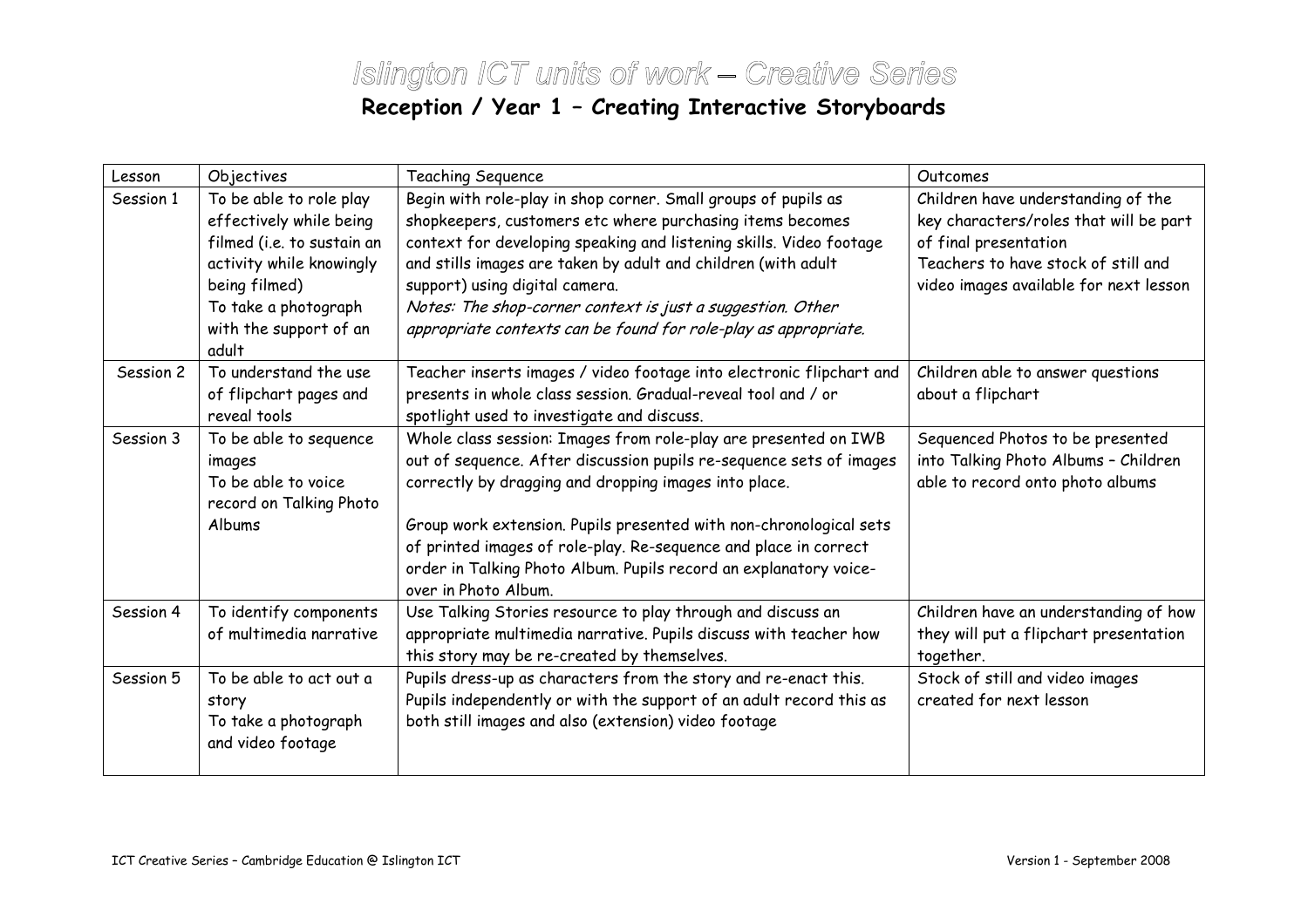# Islington ICT units of work – Creative Series

## Reception / Year 1 – Creating Interactive Storyboards

| Lesson | Objectives | Teaching Sequence | Outcomes |
| --- | --- | --- | --- |
| Session 1 | To be able to role play effectively while being filmed (i.e. to sustain an activity while knowingly being filmed)<br>To take a photograph with the support of an adult | Begin with role-play in shop corner. Small groups of pupils as shopkeepers, customers etc where purchasing items becomes context for developing speaking and listening skills. Video footage and stills images are taken by adult and children (with adult support) using digital camera.<br>*Notes: The shop-corner context is just a suggestion. Other appropriate contexts can be found for role-play as appropriate.* | Children have understanding of the key characters/roles that will be part of final presentation<br>Teachers to have stock of still and video images available for next lesson |
| Session 2 | To understand the use of flipchart pages and reveal tools | Teacher inserts images / video footage into electronic flipchart and presents in whole class session. Gradual-reveal tool and / or spotlight used to investigate and discuss. | Children able to answer questions about a flipchart |
| Session 3 | To be able to sequence images<br>To be able to voice record on Talking Photo Albums | Whole class session: Images from role-play are presented on IWB out of sequence. After discussion pupils re-sequence sets of images correctly by dragging and dropping images into place.<br><br>Group work extension. Pupils presented with non-chronological sets of printed images of role-play. Re-sequence and place in correct order in Talking Photo Album. Pupils record an explanatory voice-over in Photo Album. | Sequenced Photos to be presented into Talking Photo Albums – Children able to record onto photo albums |
| Session 4 | To identify components of multimedia narrative | Use Talking Stories resource to play through and discuss an appropriate multimedia narrative. Pupils discuss with teacher how this story may be re-created by themselves. | Children have an understanding of how they will put a flipchart presentation together. |
| Session 5 | To be able to act out a story<br>To take a photograph and video footage | Pupils dress-up as characters from the story and re-enact this. Pupils independently or with the support of an adult record this as both still images and also (extension) video footage | Stock of still and video images created for next lesson |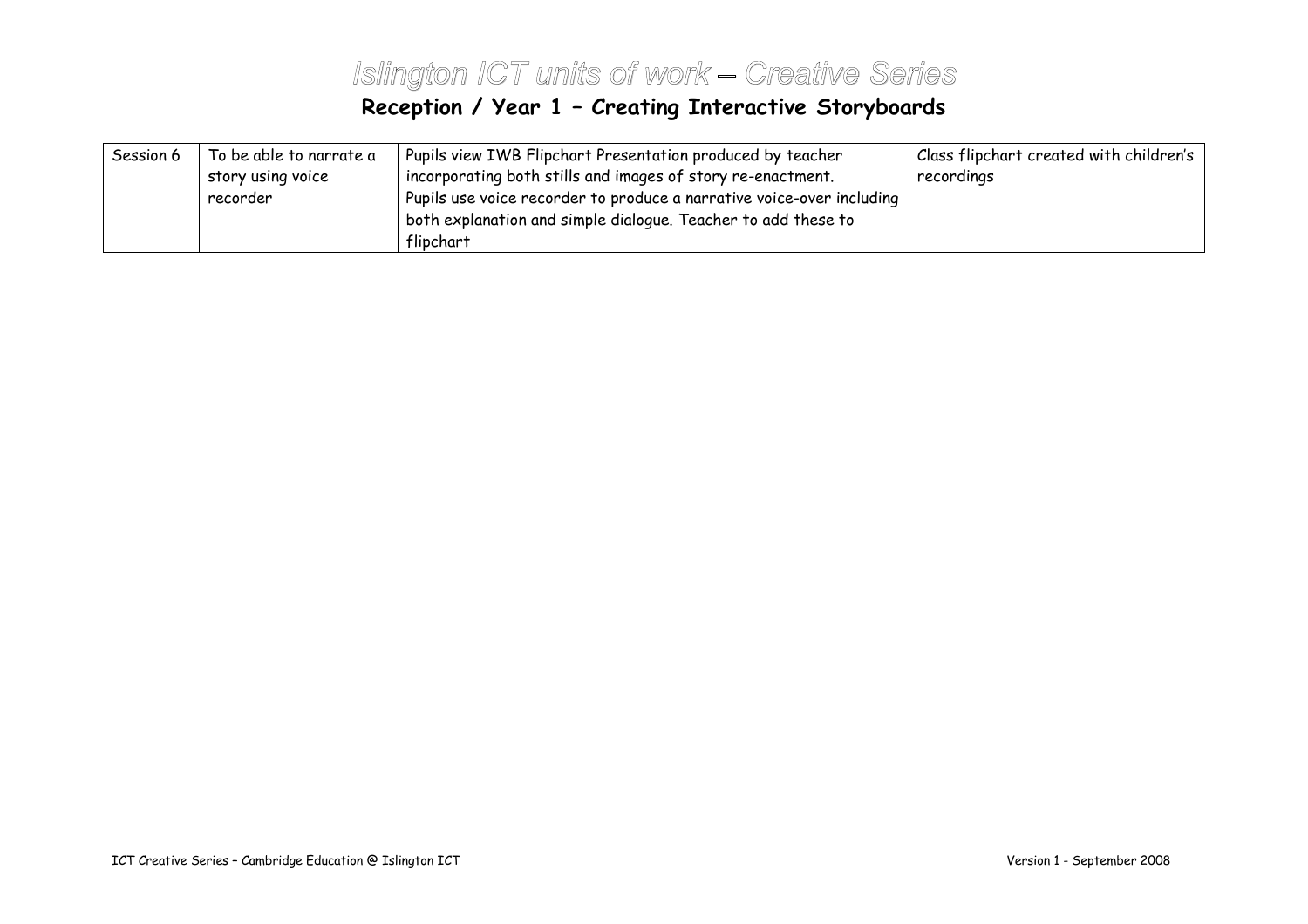| | | | |
|---|---|---|---|
| Session 6 | To be able to narrate a story using voice recorder | Pupils view IWB Flipchart Presentation produced by teacher incorporating both stills and images of story re-enactment. Pupils use voice recorder to produce a narrative voice-over including both explanation and simple dialogue. Teacher to add these to flipchart | Class flipchart created with children's recordings |